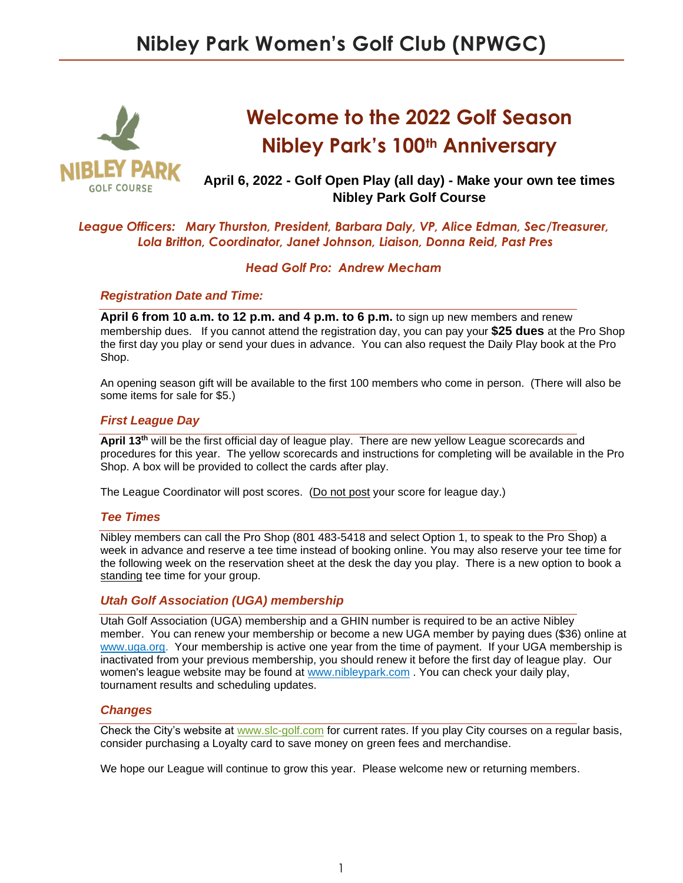# Nibley Park Women's Golf Club (NPWGC)

## Welcome to the 2022 Golf Season
## Nibley Park's 100th Anniversary

**April 6, 2022 - Golf Open Play (all day) - Make your own tee times**
**Nibley Park Golf Course**

*League Officers: Mary Thurston, President, Barbara Daly, VP, Alice Edman, Sec/Treasurer, Lola Britton, Coordinator, Janet Johnson, Liaison, Donna Reid, Past Pres*

*Head Golf Pro: Andrew Mecham*

### *Registration Date and Time:*

**April 6 from 10 a.m. to 12 p.m. and 4 p.m. to 6 p.m.** to sign up new members and renew membership dues. If you cannot attend the registration day, you can pay your **$25 dues** at the Pro Shop the first day you play or send your dues in advance. You can also request the Daily Play book at the Pro Shop.

An opening season gift will be available to the first 100 members who come in person. (There will also be some items for sale for $5.)

### *First League Day*

**April 13th** will be the first official day of league play. There are new yellow League scorecards and procedures for this year. The yellow scorecards and instructions for completing will be available in the Pro Shop. A box will be provided to collect the cards after play.

The League Coordinator will post scores. (Do not post your score for league day.)

### *Tee Times*

Nibley members can call the Pro Shop (801 483-5418 and select Option 1, to speak to the Pro Shop) a week in advance and reserve a tee time instead of booking online. You may also reserve your tee time for the following week on the reservation sheet at the desk the day you play. There is a new option to book a standing tee time for your group.

### *Utah Golf Association (UGA) membership*

Utah Golf Association (UGA) membership and a GHIN number is required to be an active Nibley member. You can renew your membership or become a new UGA member by paying dues ($36) online at www.uga.org. Your membership is active one year from the time of payment. If your UGA membership is inactivated from your previous membership, you should renew it before the first day of league play. Our women's league website may be found at www.nibleypark.com . You can check your daily play, tournament results and scheduling updates.

### *Changes*

Check the City's website at www.slc-golf.com for current rates. If you play City courses on a regular basis, consider purchasing a Loyalty card to save money on green fees and merchandise.

We hope our League will continue to grow this year. Please welcome new or returning members.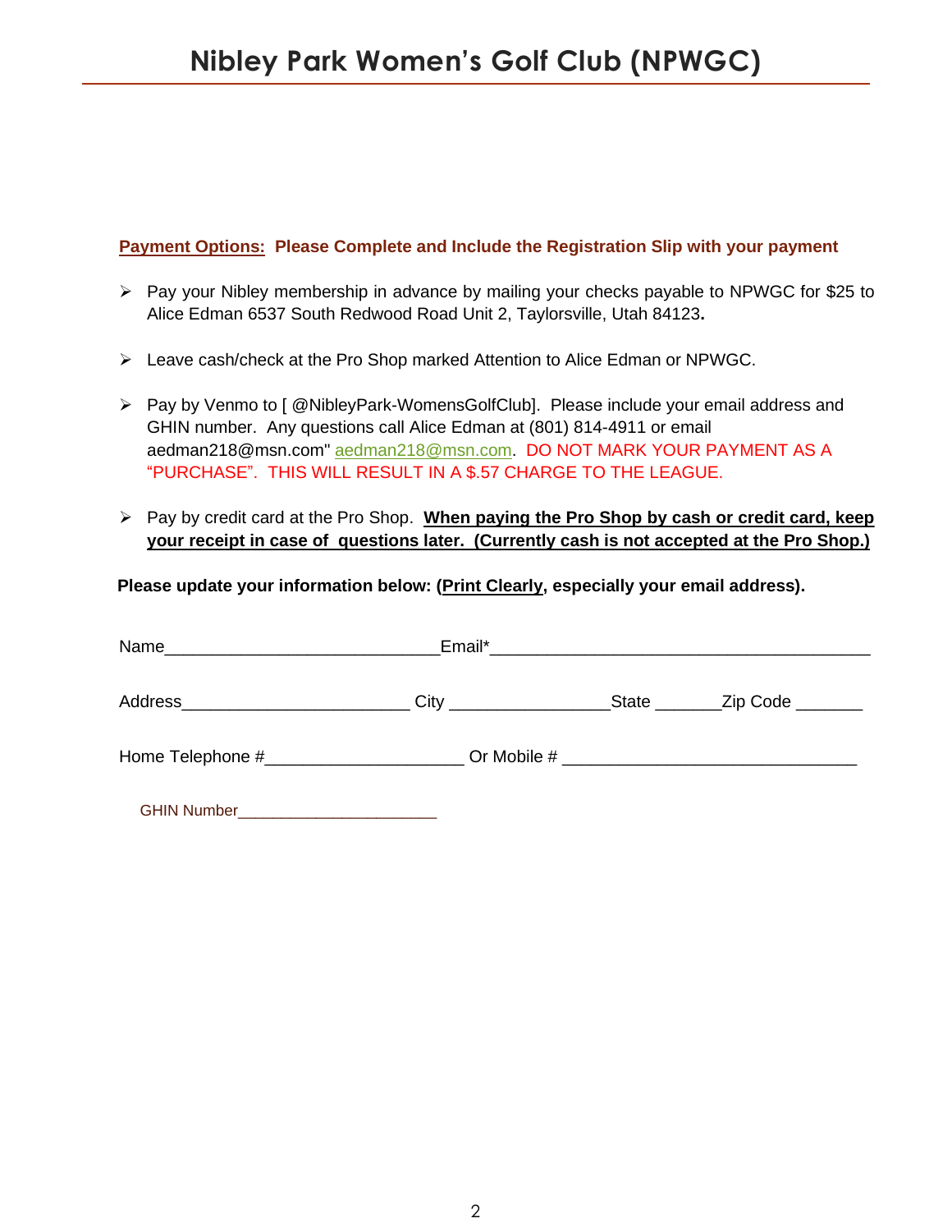# Nibley Park Women's Golf Club (NPWGC)

**Payment Options:** **Please Complete and Include the Registration Slip with your payment**

- Pay your Nibley membership in advance by mailing your checks payable to NPWGC for $25 to Alice Edman 6537 South Redwood Road Unit 2, Taylorsville, Utah 84123**.**
- Leave cash/check at the Pro Shop marked Attention to Alice Edman or NPWGC.
- Pay by Venmo to [ @NibleyPark-WomensGolfClub]. Please include your email address and GHIN number. Any questions call Alice Edman at (801) 814-4911 or email aedman218@msn.com" aedman218@msn.com. DO NOT MARK YOUR PAYMENT AS A "PURCHASE". THIS WILL RESULT IN A $.57 CHARGE TO THE LEAGUE.
- Pay by credit card at the Pro Shop. **When paying the Pro Shop by cash or credit card, keep your receipt in case of questions later. (Currently cash is not accepted at the Pro Shop.)**

**Please update your information below: (Print Clearly, especially your email address).**

Name____________________________Email*_______________________________________

Address_______________________ City ________________State _______Zip Code _______

Home Telephone #____________________ Or Mobile # ______________________________

GHIN Number______________________